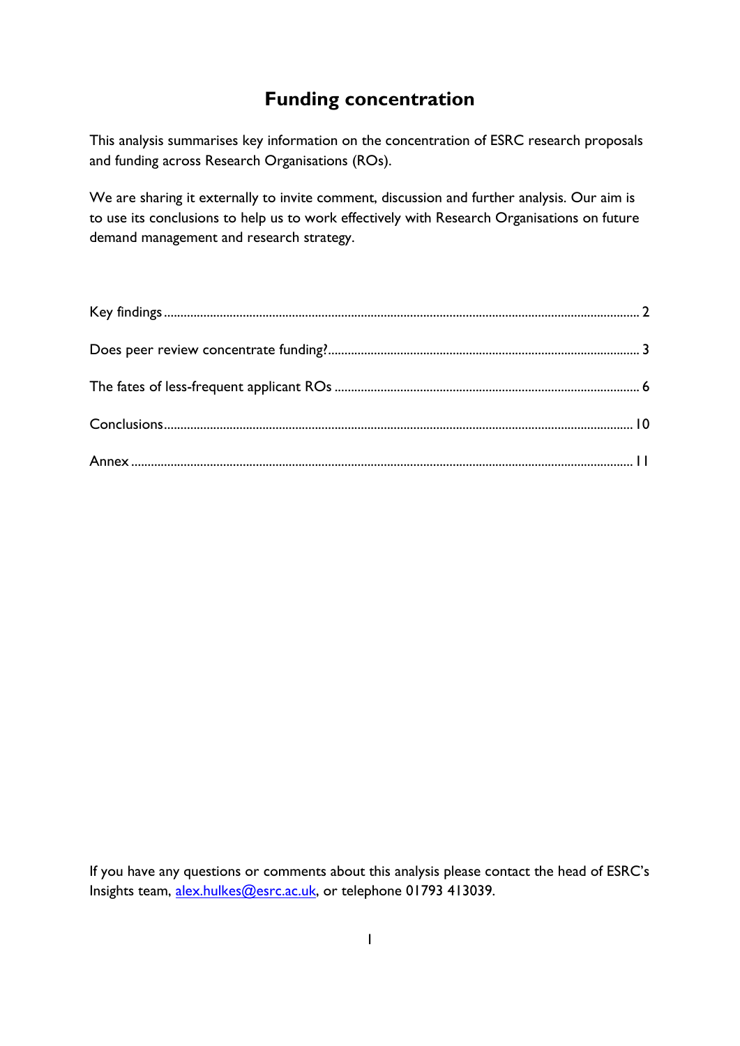# Funding concentration

This analysis summarises key information on the concentration of ESRC research proposals and funding across Research Organisations (ROs).

We are sharing it externally to invite comment, discussion and further analysis. Our aim is to use its conclusions to help us to work effectively with Research Organisations on future demand management and research strategy.

| | |
|---|---|
| Key findings | 2 |
| Does peer review concentrate funding? | 3 |
| The fates of less-frequent applicant ROs | 6 |
| Conclusions | 10 |
| Annex | 11 |

If you have any questions or comments about this analysis please contact the head of ESRC's Insights team, alex.hulkes@esrc.ac.uk, or telephone 01793 413039.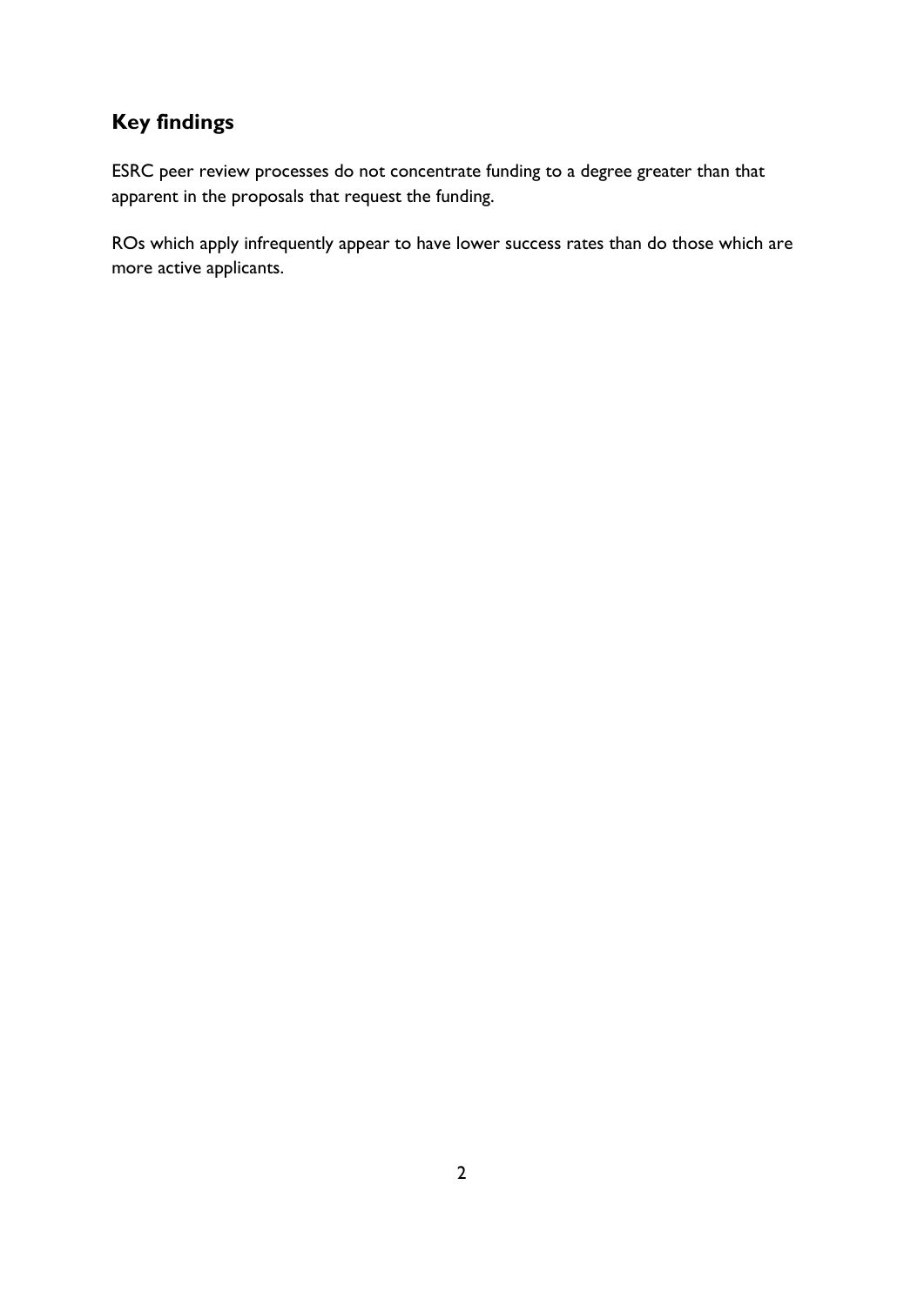## Key findings

ESRC peer review processes do not concentrate funding to a degree greater than that apparent in the proposals that request the funding.

ROs which apply infrequently appear to have lower success rates than do those which are more active applicants.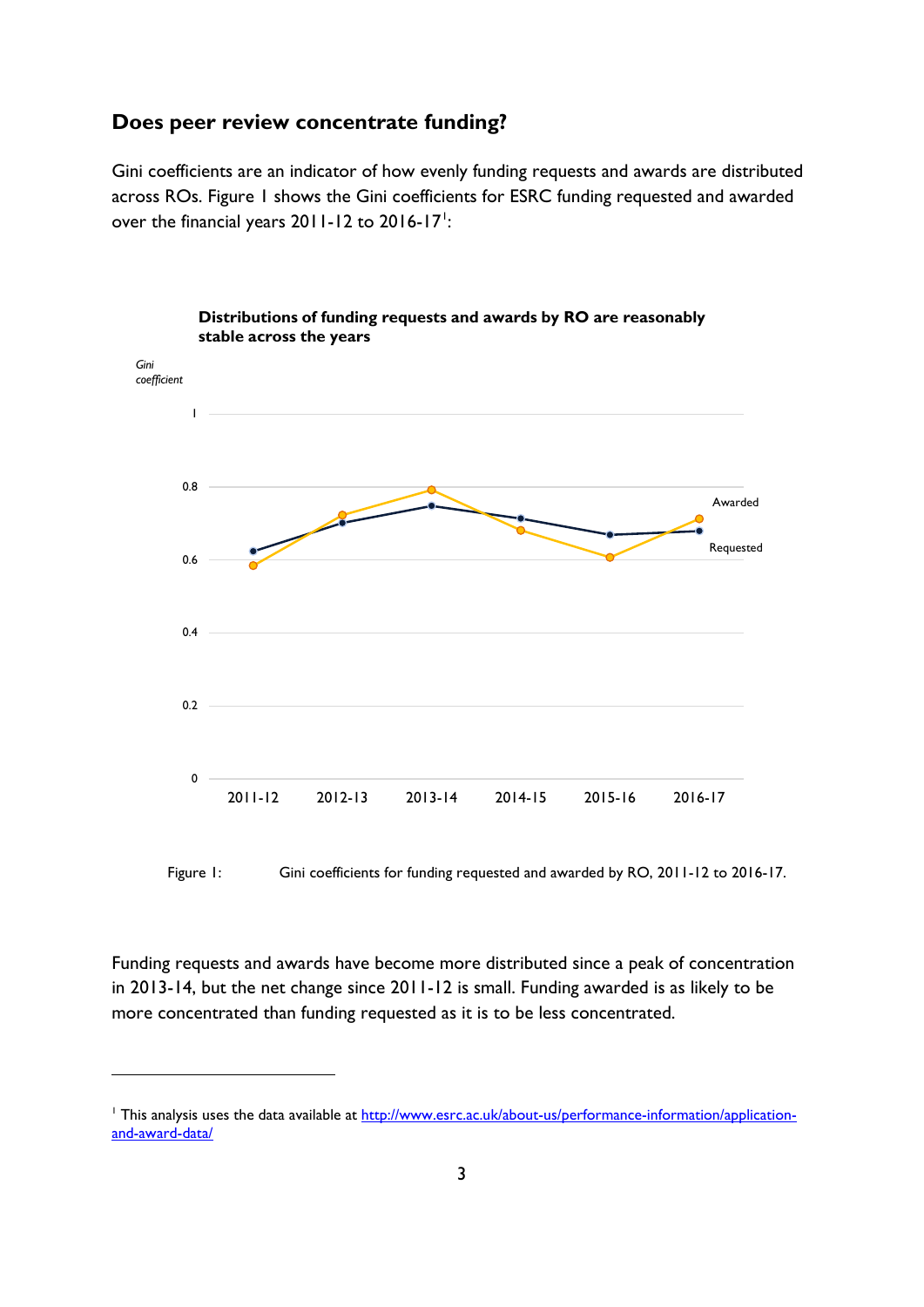## Does peer review concentrate funding?

Gini coefficients are an indicator of how evenly funding requests and awards are distributed across ROs. Figure 1 shows the Gini coefficients for ESRC funding requested and awarded over the financial years 2011-12 to 2016-17[1]:

**Distributions of funding requests and awards by RO are reasonably stable across the years**

Figure 1: Gini coefficients for funding requested and awarded by RO, 2011-12 to 2016-17.

Funding requests and awards have become more distributed since a peak of concentration in 2013-14, but the net change since 2011-12 is small. Funding awarded is as likely to be more concentrated than funding requested as it is to be less concentrated.

[1] This analysis uses the data available at http://www.esrc.ac.uk/about-us/performance-information/application-and-award-data/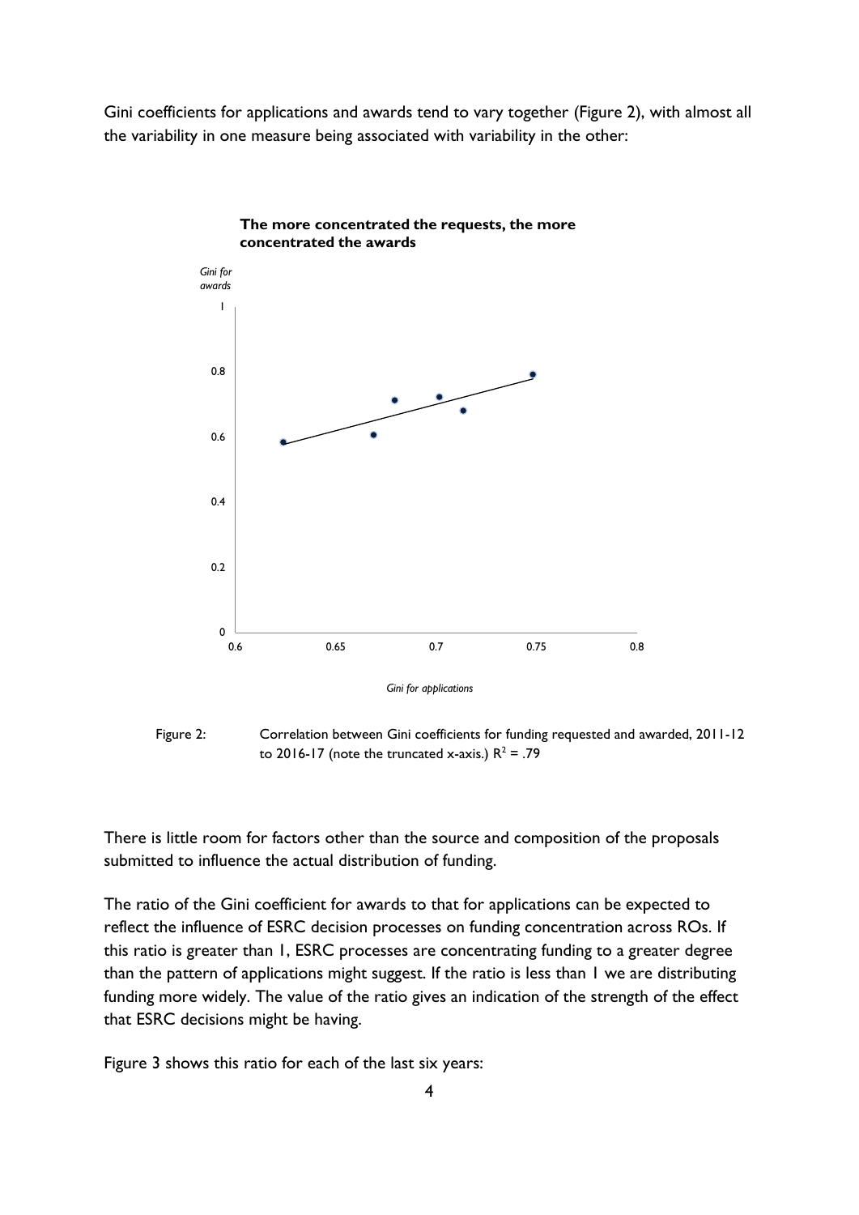Gini coefficients for applications and awards tend to vary together (Figure 2), with almost all the variability in one measure being associated with variability in the other:

**The more concentrated the requests, the more concentrated the awards**

Figure 2: Correlation between Gini coefficients for funding requested and awarded, 2011-12 to 2016-17 (note the truncated x-axis.) $R^2 = .79$

There is little room for factors other than the source and composition of the proposals submitted to influence the actual distribution of funding.

The ratio of the Gini coefficient for awards to that for applications can be expected to reflect the influence of ESRC decision processes on funding concentration across ROs. If this ratio is greater than 1, ESRC processes are concentrating funding to a greater degree than the pattern of applications might suggest. If the ratio is less than 1 we are distributing funding more widely. The value of the ratio gives an indication of the strength of the effect that ESRC decisions might be having.

Figure 3 shows this ratio for each of the last six years: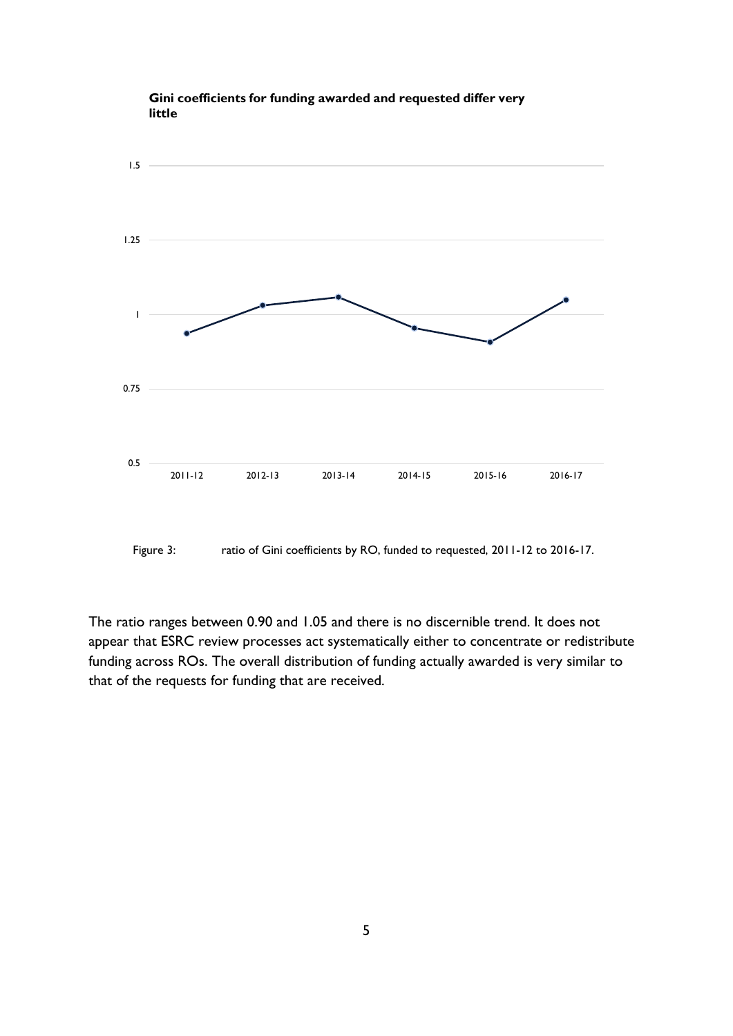**Gini coefficients for funding awarded and requested differ very little**

Figure 3: ratio of Gini coefficients by RO, funded to requested, 2011-12 to 2016-17.

The ratio ranges between 0.90 and 1.05 and there is no discernible trend. It does not appear that ESRC review processes act systematically either to concentrate or redistribute funding across ROs. The overall distribution of funding actually awarded is very similar to that of the requests for funding that are received.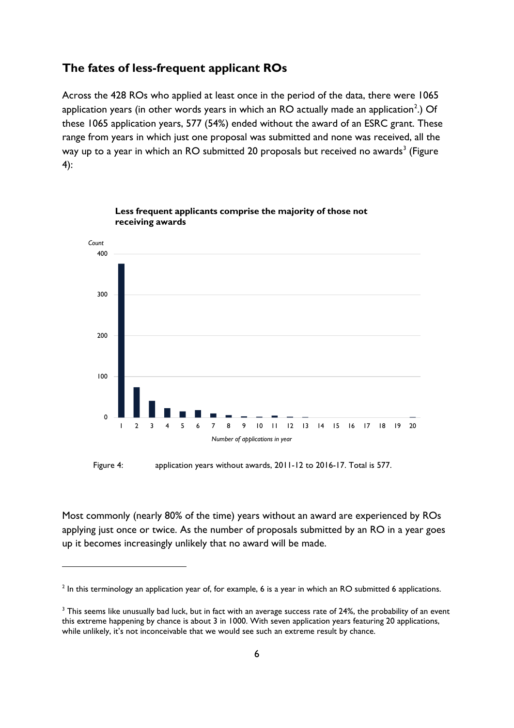## The fates of less-frequent applicant ROs

Across the 428 ROs who applied at least once in the period of the data, there were 1065 application years (in other words years in which an RO actually made an application[2].) Of these 1065 application years, 577 (54%) ended without the award of an ESRC grant. These range from years in which just one proposal was submitted and none was received, all the way up to a year in which an RO submitted 20 proposals but received no awards[3] (Figure 4):

**Less frequent applicants comprise the majority of those not receiving awards**

Figure 4: application years without awards, 2011-12 to 2016-17. Total is 577.

Most commonly (nearly 80% of the time) years without an award are experienced by ROs applying just once or twice. As the number of proposals submitted by an RO in a year goes up it becomes increasingly unlikely that no award will be made.

---

[2] In this terminology an application year of, for example, 6 is a year in which an RO submitted 6 applications.

[3] This seems like unusually bad luck, but in fact with an average success rate of 24%, the probability of an event this extreme happening by chance is about 3 in 1000. With seven application years featuring 20 applications, while unlikely, it's not inconceivable that we would see such an extreme result by chance.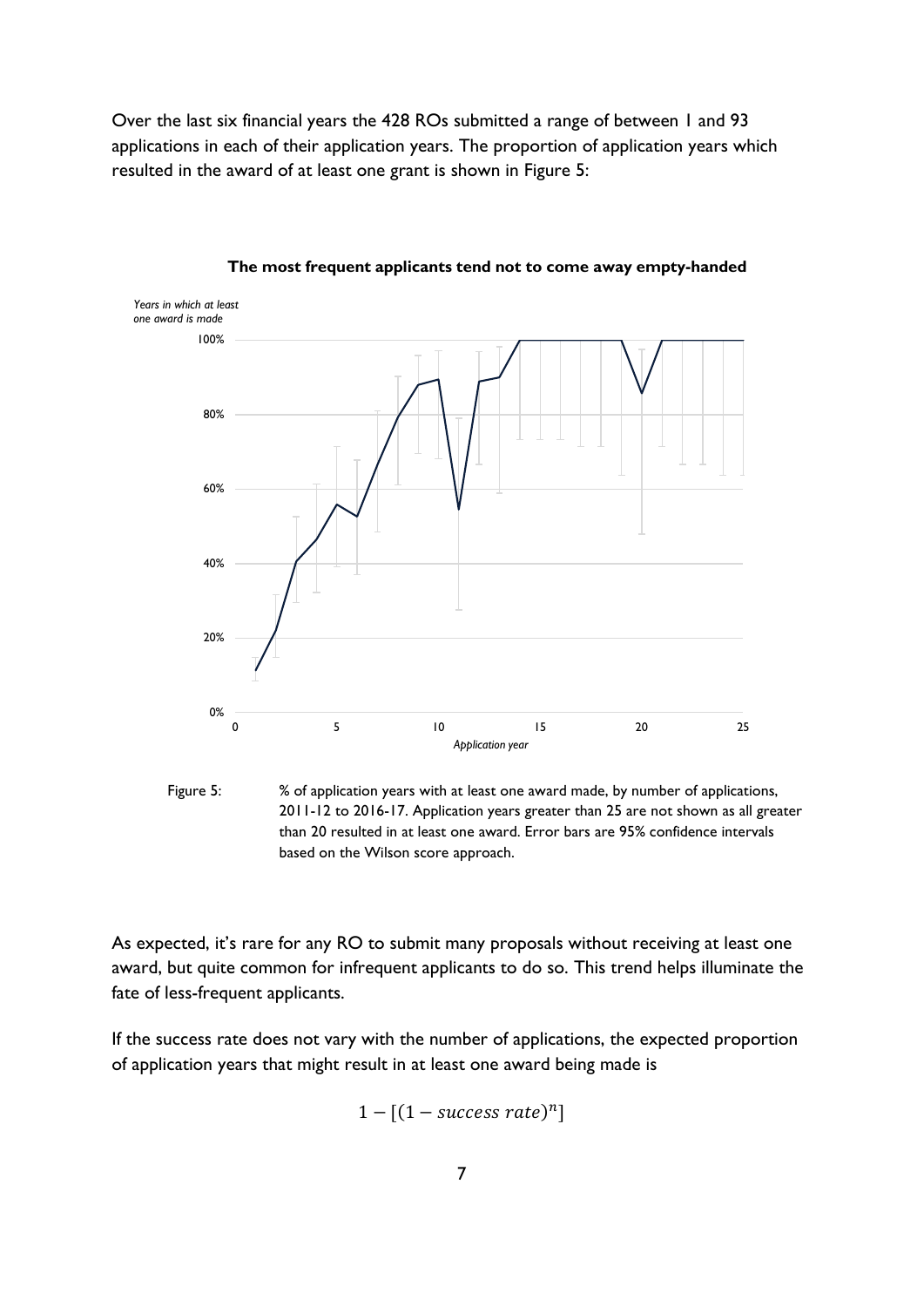Over the last six financial years the 428 ROs submitted a range of between 1 and 93 applications in each of their application years. The proportion of application years which resulted in the award of at least one grant is shown in Figure 5:

**The most frequent applicants tend not to come away empty-handed**

Figure 5: % of application years with at least one award made, by number of applications, 2011-12 to 2016-17. Application years greater than 25 are not shown as all greater than 20 resulted in at least one award. Error bars are 95% confidence intervals based on the Wilson score approach.

As expected, it's rare for any RO to submit many proposals without receiving at least one award, but quite common for infrequent applicants to do so. This trend helps illuminate the fate of less-frequent applicants.

If the success rate does not vary with the number of applications, the expected proportion of application years that might result in at least one award being made is

$$1 - [(1 - success\ rate)^n]$$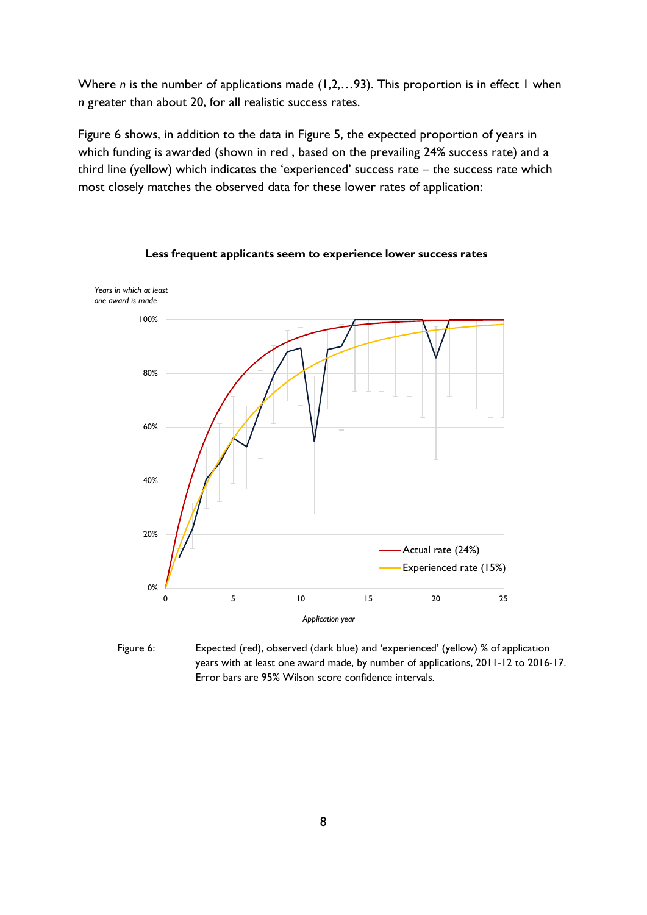Where $n$ is the number of applications made (1,2,…93). This proportion is in effect 1 when $n$ greater than about 20, for all realistic success rates.

Figure 6 shows, in addition to the data in Figure 5, the expected proportion of years in which funding is awarded (shown in red , based on the prevailing 24% success rate) and a third line (yellow) which indicates the 'experienced' success rate – the success rate which most closely matches the observed data for these lower rates of application:

**Less frequent applicants seem to experience lower success rates**

Figure 6: Expected (red), observed (dark blue) and 'experienced' (yellow) % of application years with at least one award made, by number of applications, 2011-12 to 2016-17. Error bars are 95% Wilson score confidence intervals.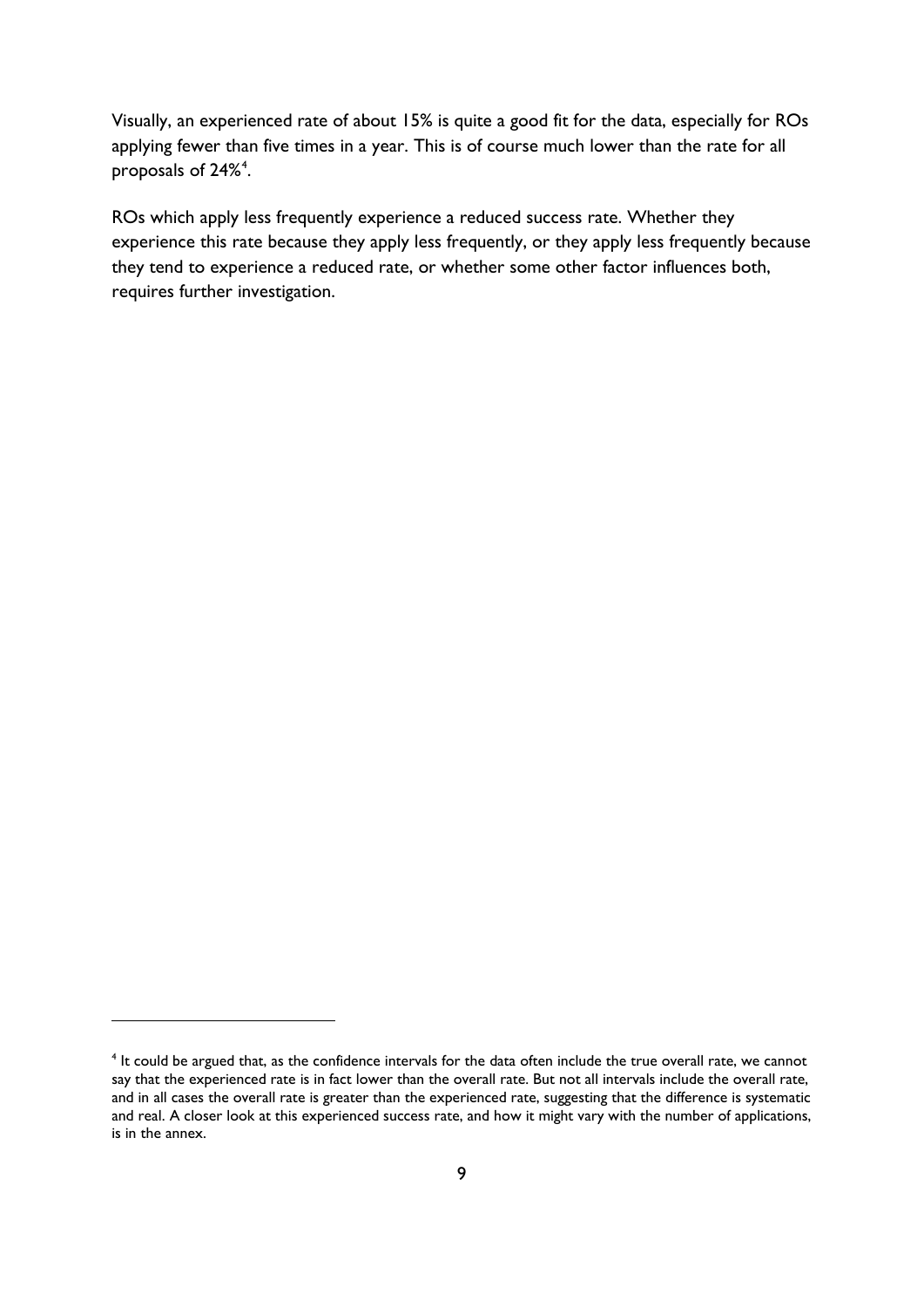Visually, an experienced rate of about 15% is quite a good fit for the data, especially for ROs applying fewer than five times in a year. This is of course much lower than the rate for all proposals of 24%[4].

ROs which apply less frequently experience a reduced success rate. Whether they experience this rate because they apply less frequently, or they apply less frequently because they tend to experience a reduced rate, or whether some other factor influences both, requires further investigation.

---

[4] It could be argued that, as the confidence intervals for the data often include the true overall rate, we cannot say that the experienced rate is in fact lower than the overall rate. But not all intervals include the overall rate, and in all cases the overall rate is greater than the experienced rate, suggesting that the difference is systematic and real. A closer look at this experienced success rate, and how it might vary with the number of applications, is in the annex.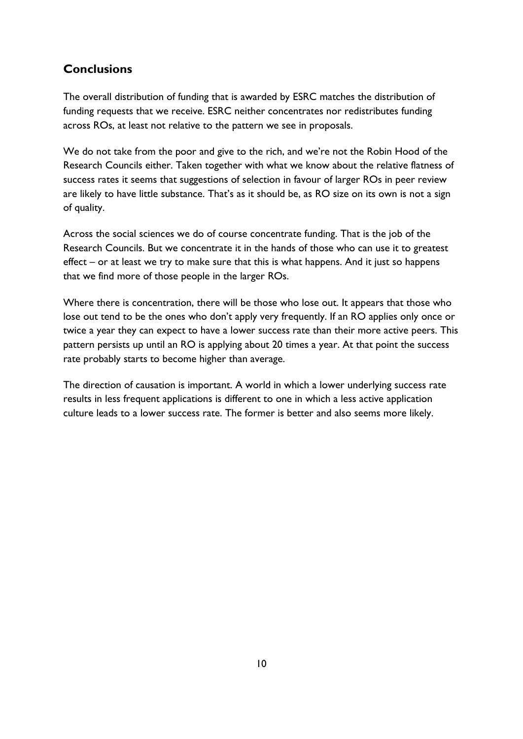## Conclusions

The overall distribution of funding that is awarded by ESRC matches the distribution of funding requests that we receive. ESRC neither concentrates nor redistributes funding across ROs, at least not relative to the pattern we see in proposals.

We do not take from the poor and give to the rich, and we're not the Robin Hood of the Research Councils either. Taken together with what we know about the relative flatness of success rates it seems that suggestions of selection in favour of larger ROs in peer review are likely to have little substance. That's as it should be, as RO size on its own is not a sign of quality.

Across the social sciences we do of course concentrate funding. That is the job of the Research Councils. But we concentrate it in the hands of those who can use it to greatest effect – or at least we try to make sure that this is what happens. And it just so happens that we find more of those people in the larger ROs.

Where there is concentration, there will be those who lose out. It appears that those who lose out tend to be the ones who don't apply very frequently. If an RO applies only once or twice a year they can expect to have a lower success rate than their more active peers. This pattern persists up until an RO is applying about 20 times a year. At that point the success rate probably starts to become higher than average.

The direction of causation is important. A world in which a lower underlying success rate results in less frequent applications is different to one in which a less active application culture leads to a lower success rate. The former is better and also seems more likely.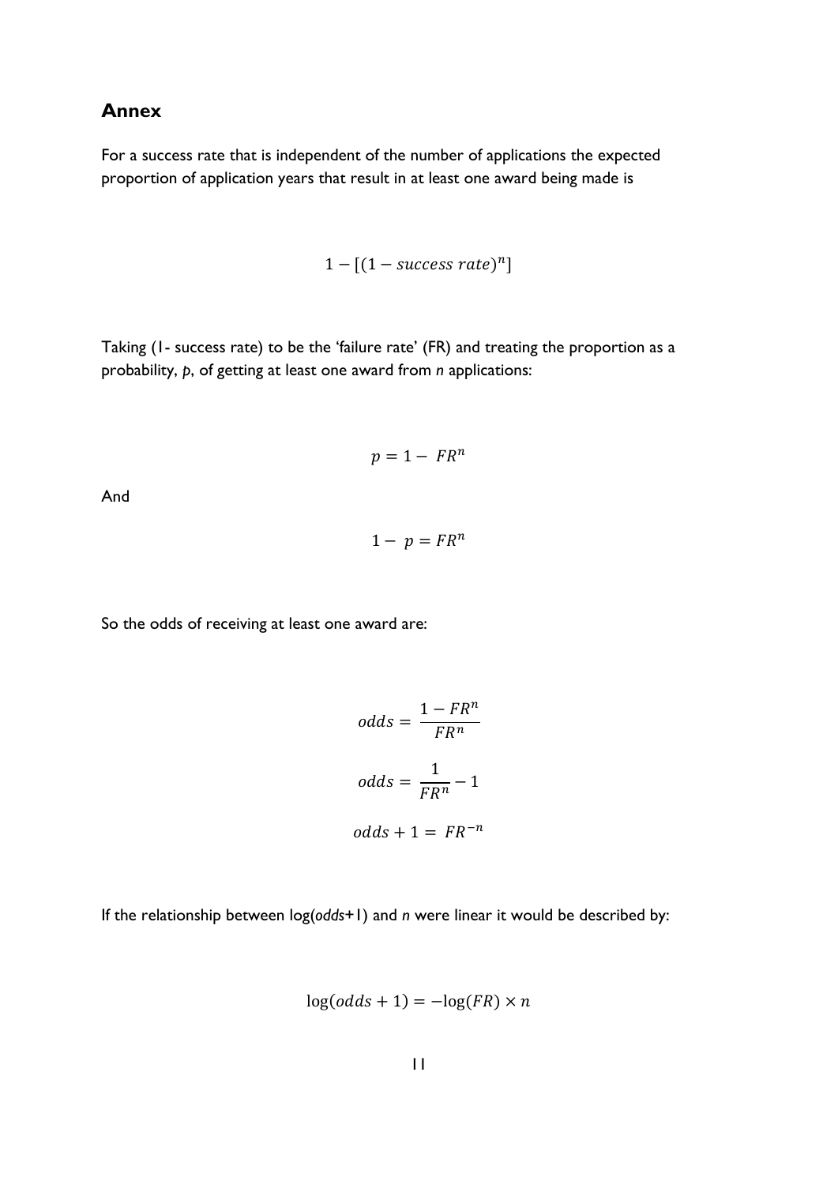## Annex

For a success rate that is independent of the number of applications the expected proportion of application years that result in at least one award being made is

$$1 - [(1 - success\ rate)^n]$$

Taking (1- success rate) to be the 'failure rate' (FR) and treating the proportion as a probability, *p*, of getting at least one award from *n* applications:

$$p = 1 - FR^n$$

And

$$1 - p = FR^n$$

So the odds of receiving at least one award are:

$$odds = \frac{1 - FR^n}{FR^n}$$

$$odds = \frac{1}{FR^n} - 1$$

$$odds + 1 = FR^{-n}$$

If the relationship between log(*odds*+1) and *n* were linear it would be described by:

$$\log(odds + 1) = -\log(FR) \times n$$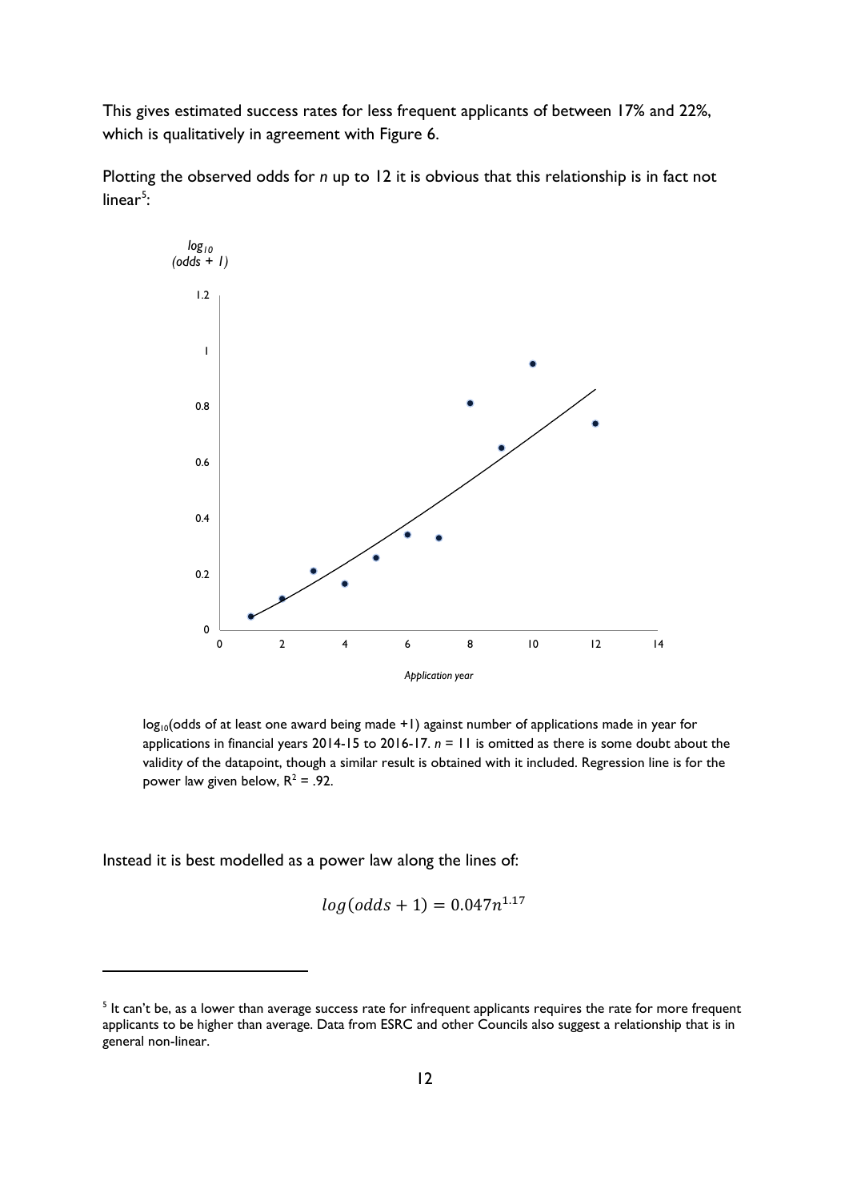This gives estimated success rates for less frequent applicants of between 17% and 22%, which is qualitatively in agreement with Figure 6.

Plotting the observed odds for *n* up to 12 it is obvious that this relationship is in fact not linear[5]:

$\log_{10}$(odds of at least one award being made +1) against number of applications made in year for applications in financial years 2014-15 to 2016-17. *n* = 11 is omitted as there is some doubt about the validity of the datapoint, though a similar result is obtained with it included. Regression line is for the power law given below, $R^2 = .92$.

Instead it is best modelled as a power law along the lines of:

$$\log(odds + 1) = 0.047n^{1.17}$$

[5] It can't be, as a lower than average success rate for infrequent applicants requires the rate for more frequent applicants to be higher than average. Data from ESRC and other Councils also suggest a relationship that is in general non-linear.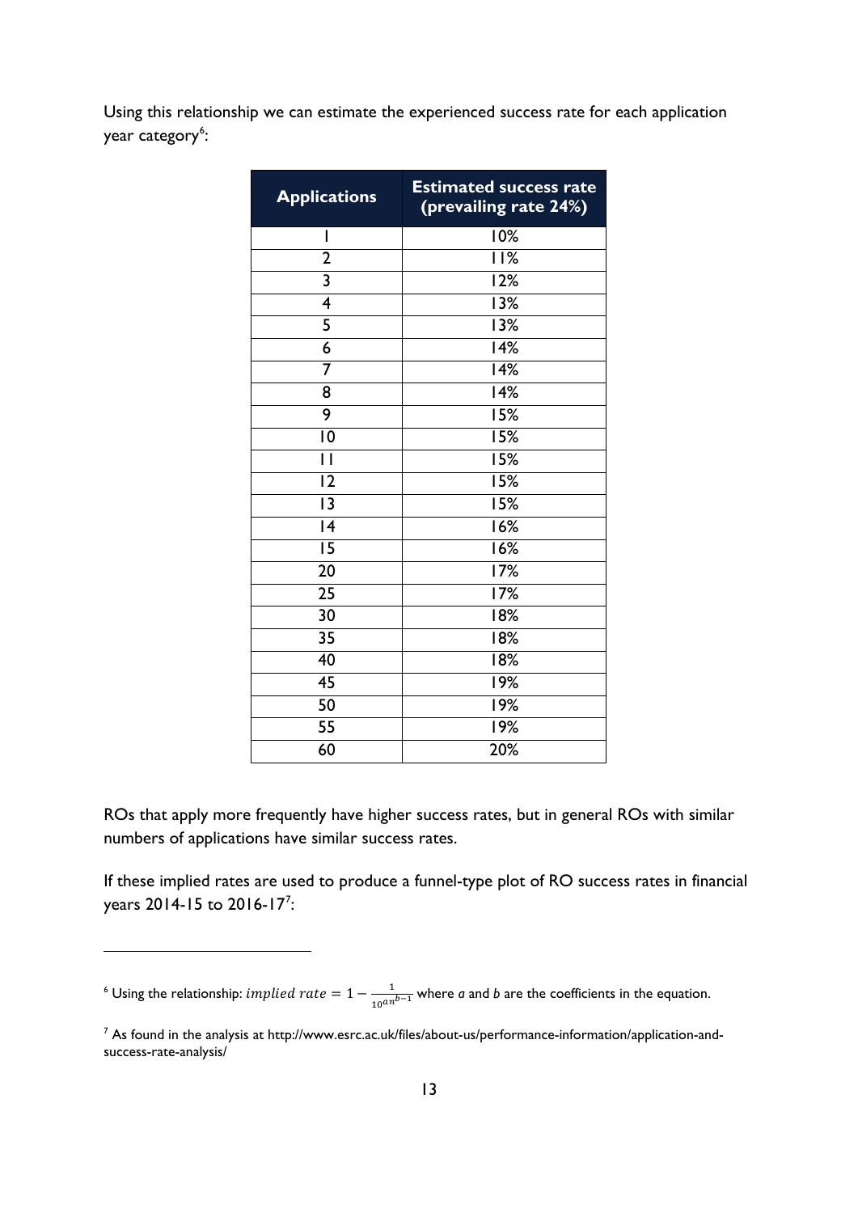Using this relationship we can estimate the experienced success rate for each application year category[6]:

| Applications | Estimated success rate (prevailing rate 24%) |
|---|---|
| 1 | 10% |
| 2 | 11% |
| 3 | 12% |
| 4 | 13% |
| 5 | 13% |
| 6 | 14% |
| 7 | 14% |
| 8 | 14% |
| 9 | 15% |
| 10 | 15% |
| 11 | 15% |
| 12 | 15% |
| 13 | 15% |
| 14 | 16% |
| 15 | 16% |
| 20 | 17% |
| 25 | 17% |
| 30 | 18% |
| 35 | 18% |
| 40 | 18% |
| 45 | 19% |
| 50 | 19% |
| 55 | 19% |
| 60 | 20% |

ROs that apply more frequently have higher success rates, but in general ROs with similar numbers of applications have similar success rates.

If these implied rates are used to produce a funnel-type plot of RO success rates in financial years 2014-15 to 2016-17[7]:

---

[6] Using the relationship: $implied\ rate = 1 - \frac{1}{10^{an^{b-1}}}$ where *a* and *b* are the coefficients in the equation.

[7] As found in the analysis at http://www.esrc.ac.uk/files/about-us/performance-information/application-and-success-rate-analysis/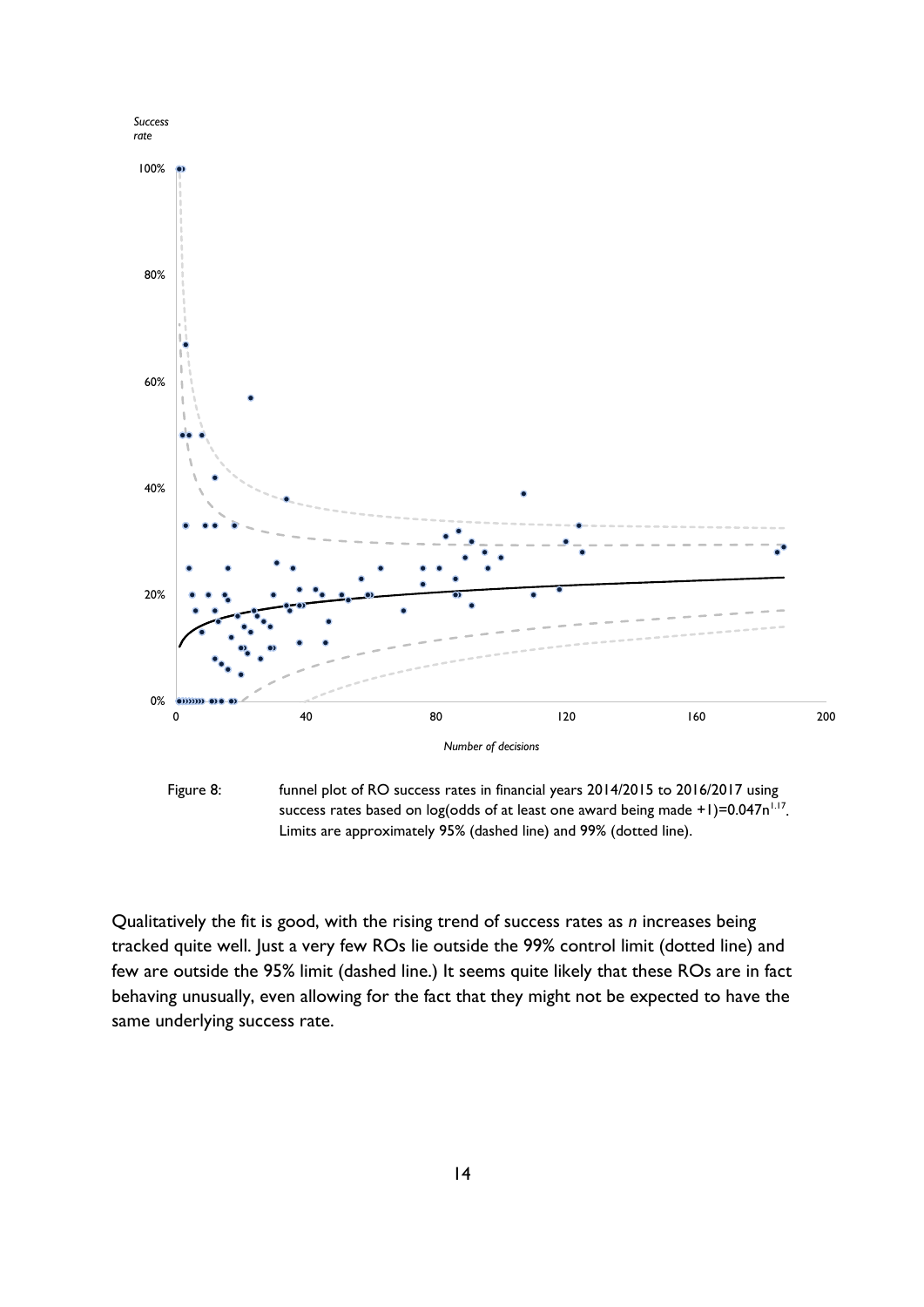Success rate

100%

80%

60%

40%

20%

0%

0

40

80

120

160

200

Number of decisions

Figure 8: funnel plot of RO success rates in financial years 2014/2015 to 2016/2017 using success rates based on log(odds of at least one award being made +1)=$0.047n^{1.17}$. Limits are approximately 95% (dashed line) and 99% (dotted line).

Qualitatively the fit is good, with the rising trend of success rates as $n$ increases being tracked quite well. Just a very few ROs lie outside the 99% control limit (dotted line) and few are outside the 95% limit (dashed line.) It seems quite likely that these ROs are in fact behaving unusually, even allowing for the fact that they might not be expected to have the same underlying success rate.